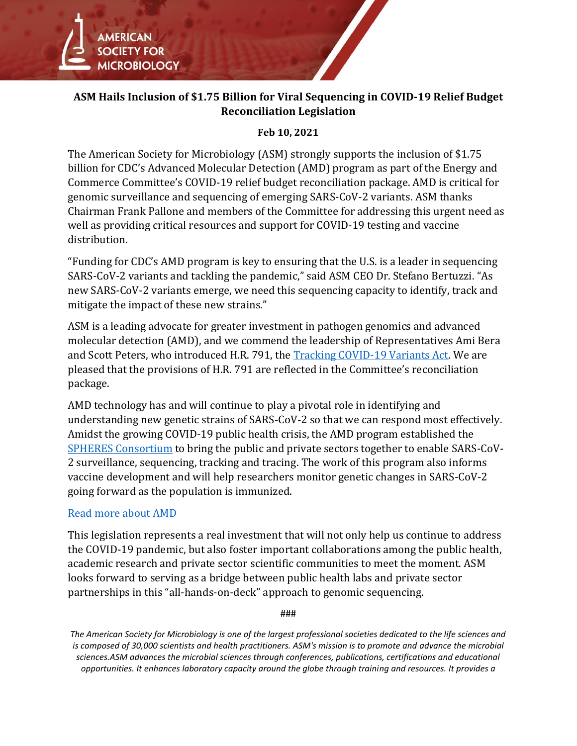# ASM Hails Inclusion of $1.75 Billion for Viral Sequencing in COVID-19 Relief Budget Reconciliation Legislation

**Feb 10, 2021**

The American Society for Microbiology (ASM) strongly supports the inclusion of $1.75 billion for CDC's Advanced Molecular Detection (AMD) program as part of the Energy and Commerce Committee's COVID-19 relief budget reconciliation package. AMD is critical for genomic surveillance and sequencing of emerging SARS-CoV-2 variants. ASM thanks Chairman Frank Pallone and members of the Committee for addressing this urgent need as well as providing critical resources and support for COVID-19 testing and vaccine distribution.

"Funding for CDC's AMD program is key to ensuring that the U.S. is a leader in sequencing SARS-CoV-2 variants and tackling the pandemic," said ASM CEO Dr. Stefano Bertuzzi. "As new SARS-CoV-2 variants emerge, we need this sequencing capacity to identify, track and mitigate the impact of these new strains."

ASM is a leading advocate for greater investment in pathogen genomics and advanced molecular detection (AMD), and we commend the leadership of Representatives Ami Bera and Scott Peters, who introduced H.R. 791, the Tracking COVID-19 Variants Act. We are pleased that the provisions of H.R. 791 are reflected in the Committee's reconciliation package.

AMD technology has and will continue to play a pivotal role in identifying and understanding new genetic strains of SARS-CoV-2 so that we can respond most effectively. Amidst the growing COVID-19 public health crisis, the AMD program established the SPHERES Consortium to bring the public and private sectors together to enable SARS-CoV-2 surveillance, sequencing, tracking and tracing. The work of this program also informs vaccine development and will help researchers monitor genetic changes in SARS-CoV-2 going forward as the population is immunized.

Read more about AMD

This legislation represents a real investment that will not only help us continue to address the COVID-19 pandemic, but also foster important collaborations among the public health, academic research and private sector scientific communities to meet the moment. ASM looks forward to serving as a bridge between public health labs and private sector partnerships in this "all-hands-on-deck" approach to genomic sequencing.

###

*The American Society for Microbiology is one of the largest professional societies dedicated to the life sciences and is composed of 30,000 scientists and health practitioners. ASM's mission is to promote and advance the microbial sciences.ASM advances the microbial sciences through conferences, publications, certifications and educational opportunities. It enhances laboratory capacity around the globe through training and resources. It provides a*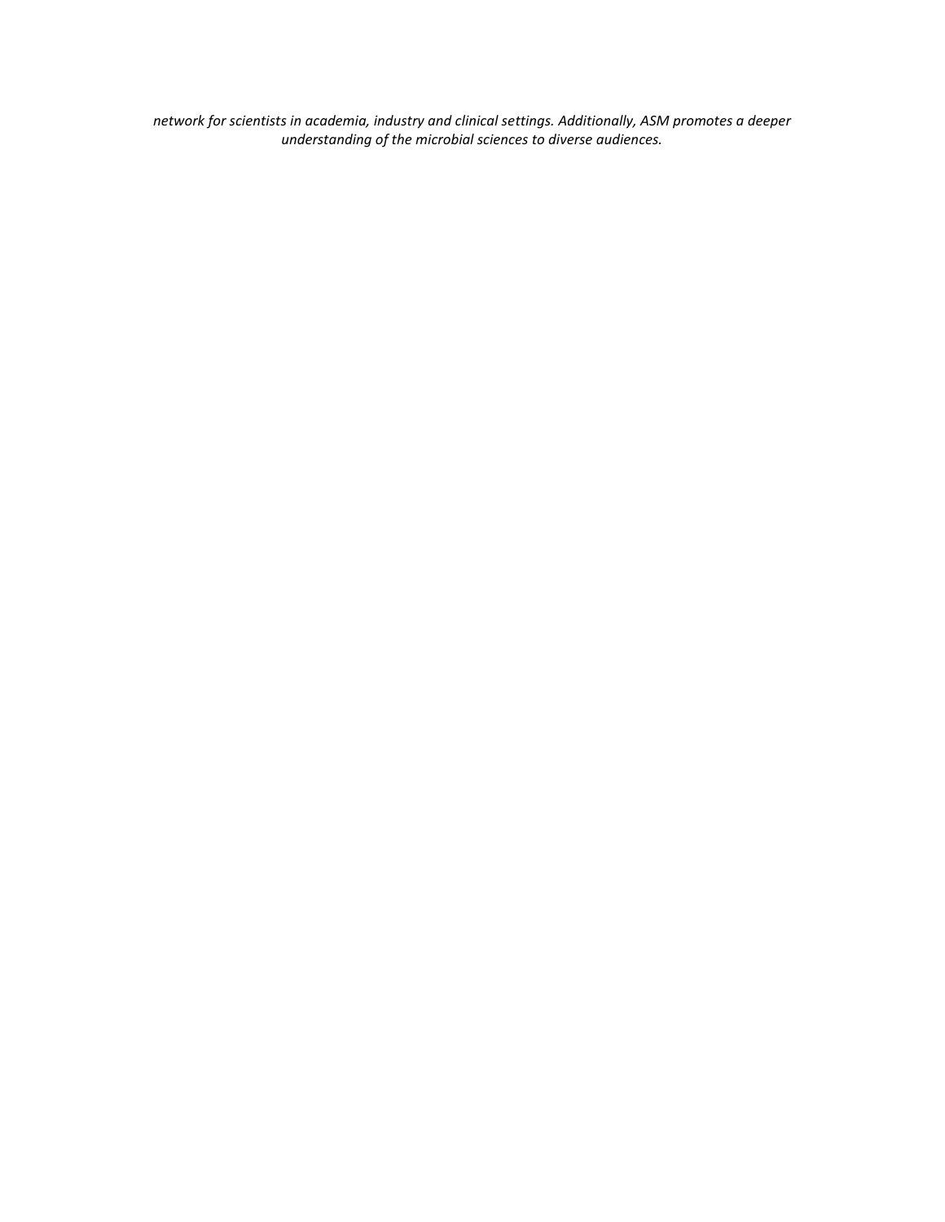*network for scientists in academia, industry and clinical settings. Additionally, ASM promotes a deeper understanding of the microbial sciences to diverse audiences.*